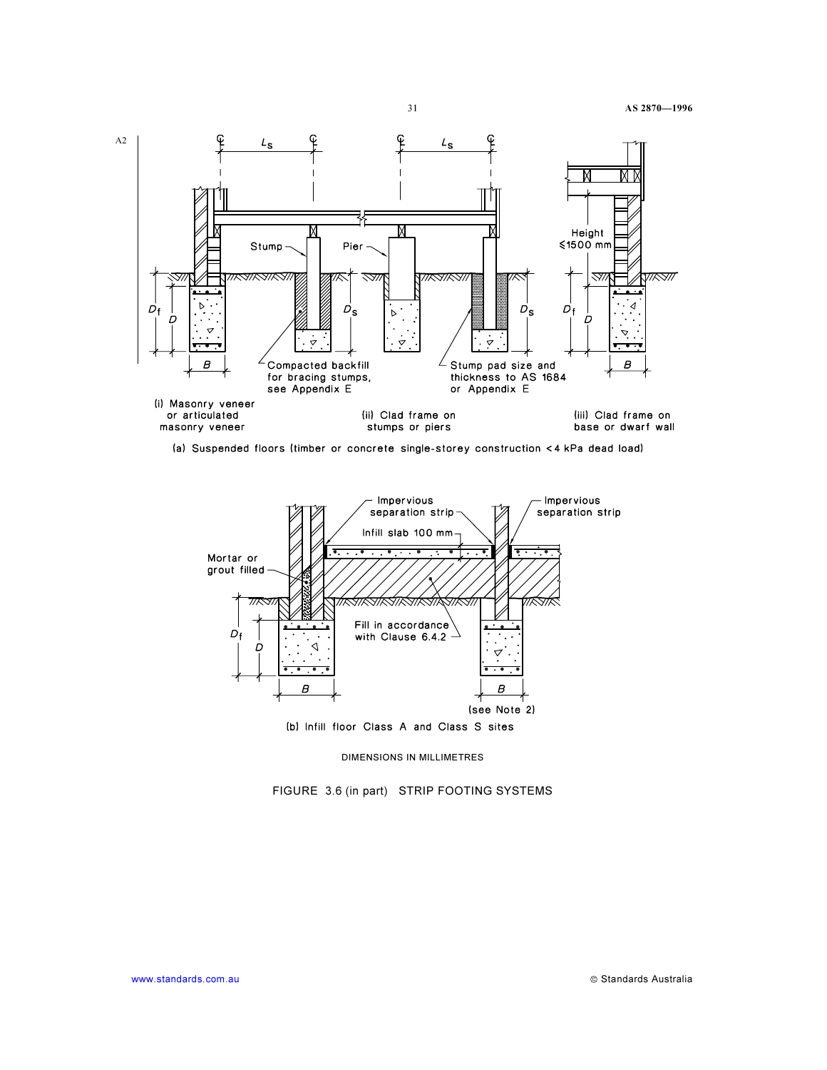A2

(i) Masonry veneer or articulated masonry veneer

(ii) Clad frame on stumps or piers

(iii) Clad frame on base or dwarf wall

Stump

Pier

Height ≤1500 mm

Compacted backfill for bracing stumps, see Appendix E

Stump pad size and thickness to AS 1684 or Appendix E

$L_s$ $D_f$ $D$ $D_s$ $B$

(a) Suspended floors (timber or concrete single-storey construction <4 kPa dead load)

Impervious separation strip

Infill slab 100 mm

Mortar or grout filled

Fill in accordance with Clause 6.4.2

(see Note 2)

(b) Infill floor Class A and Class S sites

DIMENSIONS IN MILLIMETRES

FIGURE 3.6 (in part) STRIP FOOTING SYSTEMS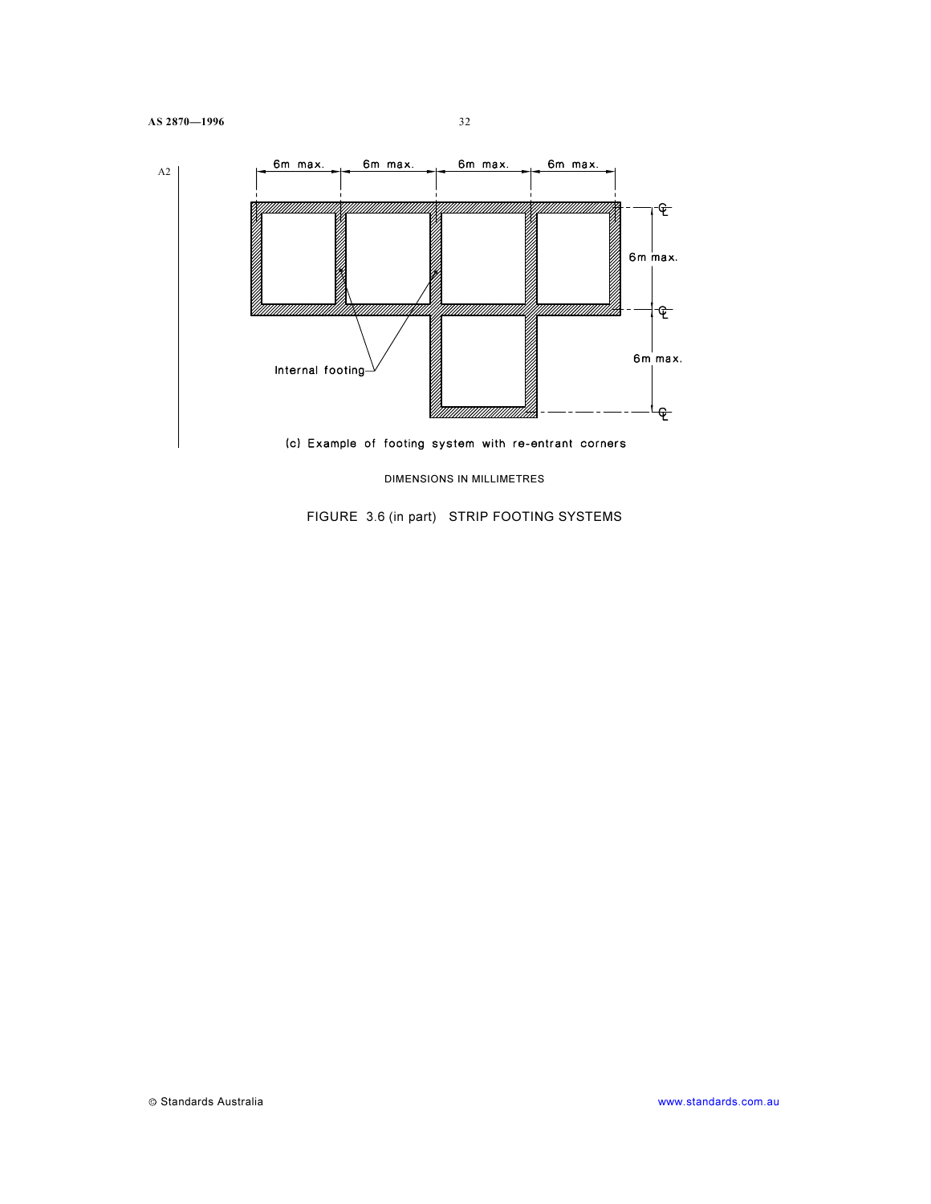6m max. 6m max. 6m max. 6m max.

6m max.

6m max.

Internal footing

(c) Example of footing system with re-entrant corners

DIMENSIONS IN MILLIMETRES

FIGURE 3.6 (in part) STRIP FOOTING SYSTEMS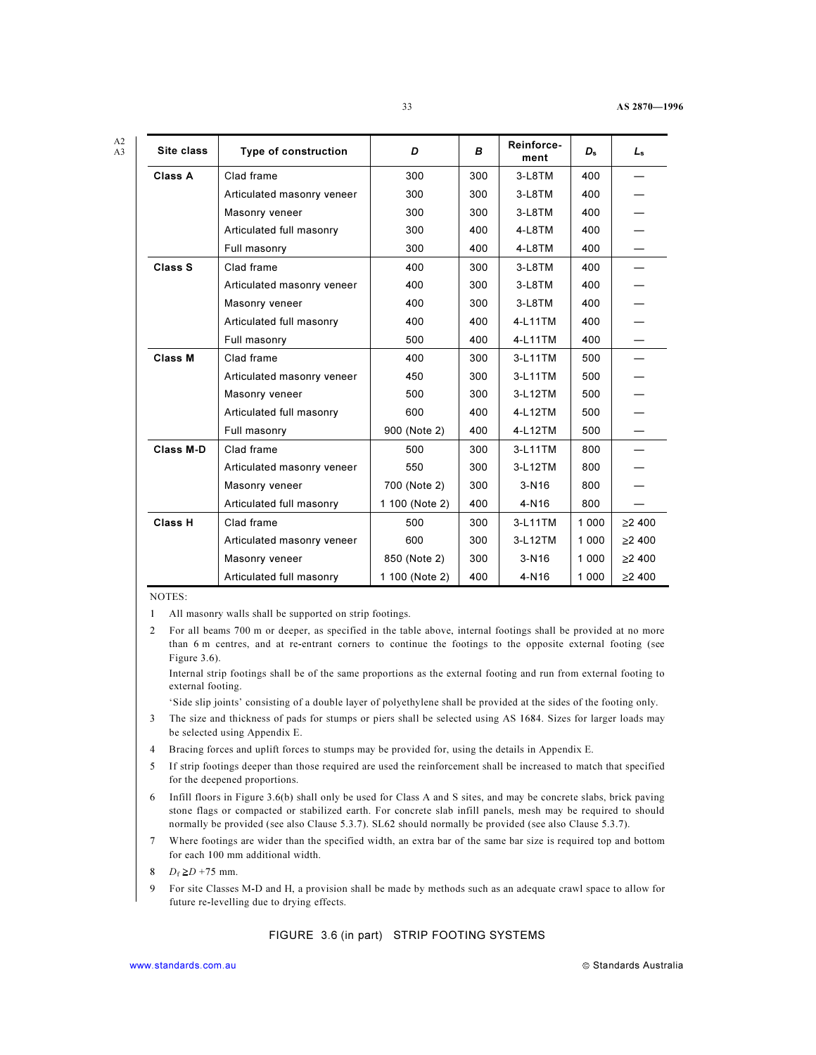| Site class | Type of construction | $D$ | $B$ | Reinforce-ment | $D_s$ | $L_s$ |
|---|---|---|---|---|---|---|
| **Class A** | Clad frame | 300 | 300 | 3-L8TM | 400 | — |
| | Articulated masonry veneer | 300 | 300 | 3-L8TM | 400 | — |
| | Masonry veneer | 300 | 300 | 3-L8TM | 400 | — |
| | Articulated full masonry | 300 | 400 | 4-L8TM | 400 | — |
| | Full masonry | 300 | 400 | 4-L8TM | 400 | — |
| **Class S** | Clad frame | 400 | 300 | 3-L8TM | 400 | — |
| | Articulated masonry veneer | 400 | 300 | 3-L8TM | 400 | — |
| | Masonry veneer | 400 | 300 | 3-L8TM | 400 | — |
| | Articulated full masonry | 400 | 400 | 4-L11TM | 400 | — |
| | Full masonry | 500 | 400 | 4-L11TM | 400 | — |
| **Class M** | Clad frame | 400 | 300 | 3-L11TM | 500 | — |
| | Articulated masonry veneer | 450 | 300 | 3-L11TM | 500 | — |
| | Masonry veneer | 500 | 300 | 3-L12TM | 500 | — |
| | Articulated full masonry | 600 | 400 | 4-L12TM | 500 | — |
| | Full masonry | 900 (Note 2) | 400 | 4-L12TM | 500 | — |
| **Class M-D** | Clad frame | 500 | 300 | 3-L11TM | 800 | — |
| | Articulated masonry veneer | 550 | 300 | 3-L12TM | 800 | — |
| | Masonry veneer | 700 (Note 2) | 300 | 3-N16 | 800 | — |
| | Articulated full masonry | 1 100 (Note 2) | 400 | 4-N16 | 800 | — |
| **Class H** | Clad frame | 500 | 300 | 3-L11TM | 1 000 | ≥2 400 |
| | Articulated masonry veneer | 600 | 300 | 3-L12TM | 1 000 | ≥2 400 |
| | Masonry veneer | 850 (Note 2) | 300 | 3-N16 | 1 000 | ≥2 400 |
| | Articulated full masonry | 1 100 (Note 2) | 400 | 4-N16 | 1 000 | ≥2 400 |

NOTES:

1. All masonry walls shall be supported on strip footings.
2. For all beams 700 m or deeper, as specified in the table above, internal footings shall be provided at no more than 6 m centres, and at re-entrant corners to continue the footings to the opposite external footing (see Figure 3.6).

   Internal strip footings shall be of the same proportions as the external footing and run from external footing to external footing.

   'Side slip joints' consisting of a double layer of polyethylene shall be provided at the sides of the footing only.
3. The size and thickness of pads for stumps or piers shall be selected using AS 1684. Sizes for larger loads may be selected using Appendix E.
4. Bracing forces and uplift forces to stumps may be provided for, using the details in Appendix E.
5. If strip footings deeper than those required are used the reinforcement shall be increased to match that specified for the deepened proportions.
6. Infill floors in Figure 3.6(b) shall only be used for Class A and S sites, and may be concrete slabs, brick paving stone flags or compacted or stabilized earth. For concrete slab infill panels, mesh may be required to should normally be provided (see also Clause 5.3.7). SL62 should normally be provided (see also Clause 5.3.7).
7. Where footings are wider than the specified width, an extra bar of the same bar size is required top and bottom for each 100 mm additional width.
8. $D_f \geq D + 75$ mm.
9. For site Classes M-D and H, a provision shall be made by methods such as an adequate crawl space to allow for future re-levelling due to drying effects.

FIGURE 3.6 (in part) STRIP FOOTING SYSTEMS